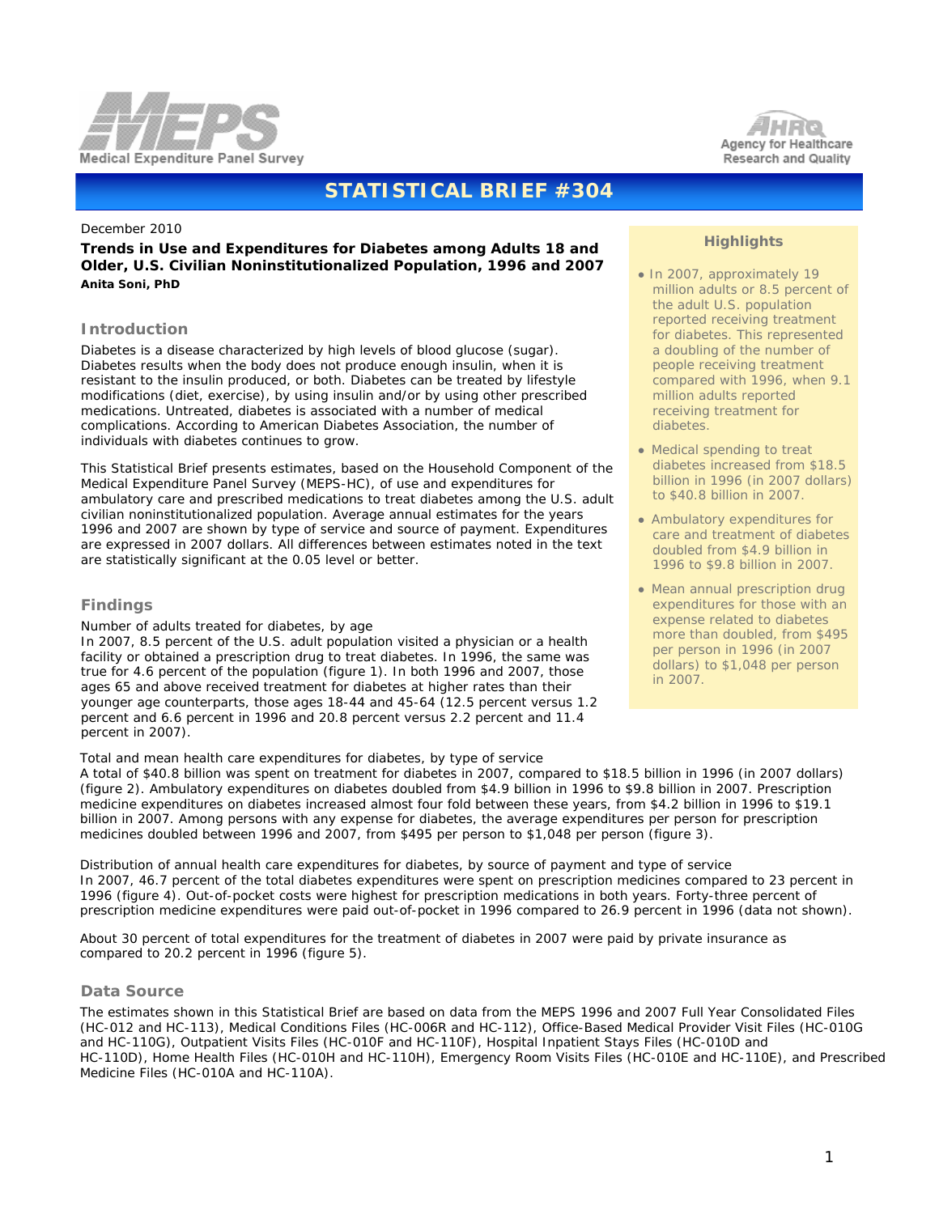Medical Expenditure Panel Survey

Agency for Healthcare Research and Quality

# STATISTICAL BRIEF #304

December 2010

**Trends in Use and Expenditures for Diabetes among Adults 18 and Older, U.S. Civilian Noninstitutionalized Population, 1996 and 2007**
**Anita Soni, PhD**

### Highlights

- In 2007, approximately 19 million adults or 8.5 percent of the adult U.S. population reported receiving treatment for diabetes. This represented a doubling of the number of people receiving treatment compared with 1996, when 9.1 million adults reported receiving treatment for diabetes.
- Medical spending to treat diabetes increased from $18.5 billion in 1996 (in 2007 dollars) to $40.8 billion in 2007.
- Ambulatory expenditures for care and treatment of diabetes doubled from $4.9 billion in 1996 to $9.8 billion in 2007.
- Mean annual prescription drug expenditures for those with an expense related to diabetes more than doubled, from $495 per person in 1996 (in 2007 dollars) to $1,048 per person in 2007.

## Introduction

Diabetes is a disease characterized by high levels of blood glucose (sugar). Diabetes results when the body does not produce enough insulin, when it is resistant to the insulin produced, or both. Diabetes can be treated by lifestyle modifications (diet, exercise), by using insulin and/or by using other prescribed medications. Untreated, diabetes is associated with a number of medical complications. According to American Diabetes Association, the number of individuals with diabetes continues to grow.

This Statistical Brief presents estimates, based on the Household Component of the Medical Expenditure Panel Survey (MEPS-HC), of use and expenditures for ambulatory care and prescribed medications to treat diabetes among the U.S. adult civilian noninstitutionalized population. Average annual estimates for the years 1996 and 2007 are shown by type of service and source of payment. Expenditures are expressed in 2007 dollars. All differences between estimates noted in the text are statistically significant at the 0.05 level or better.

## Findings

Number of adults treated for diabetes, by age

In 2007, 8.5 percent of the U.S. adult population visited a physician or a health facility or obtained a prescription drug to treat diabetes. In 1996, the same was true for 4.6 percent of the population (figure 1). In both 1996 and 2007, those ages 65 and above received treatment for diabetes at higher rates than their younger age counterparts, those ages 18-44 and 45-64 (12.5 percent versus 1.2 percent and 6.6 percent in 1996 and 20.8 percent versus 2.2 percent and 11.4 percent in 2007).

Total and mean health care expenditures for diabetes, by type of service

A total of $40.8 billion was spent on treatment for diabetes in 2007, compared to $18.5 billion in 1996 (in 2007 dollars) (figure 2). Ambulatory expenditures on diabetes doubled from $4.9 billion in 1996 to $9.8 billion in 2007. Prescription medicine expenditures on diabetes increased almost four fold between these years, from $4.2 billion in 1996 to $19.1 billion in 2007. Among persons with any expense for diabetes, the average expenditures per person for prescription medicines doubled between 1996 and 2007, from $495 per person to $1,048 per person (figure 3).

Distribution of annual health care expenditures for diabetes, by source of payment and type of service

In 2007, 46.7 percent of the total diabetes expenditures were spent on prescription medicines compared to 23 percent in 1996 (figure 4). Out-of-pocket costs were highest for prescription medications in both years. Forty-three percent of prescription medicine expenditures were paid out-of-pocket in 1996 compared to 26.9 percent in 1996 (data not shown).

About 30 percent of total expenditures for the treatment of diabetes in 2007 were paid by private insurance as compared to 20.2 percent in 1996 (figure 5).

## Data Source

The estimates shown in this Statistical Brief are based on data from the MEPS 1996 and 2007 Full Year Consolidated Files (HC-012 and HC-113), Medical Conditions Files (HC-006R and HC-112), Office-Based Medical Provider Visit Files (HC-010G and HC-110G), Outpatient Visits Files (HC-010F and HC-110F), Hospital Inpatient Stays Files (HC-010D and HC-110D), Home Health Files (HC-010H and HC-110H), Emergency Room Visits Files (HC-010E and HC-110E), and Prescribed Medicine Files (HC-010A and HC-110A).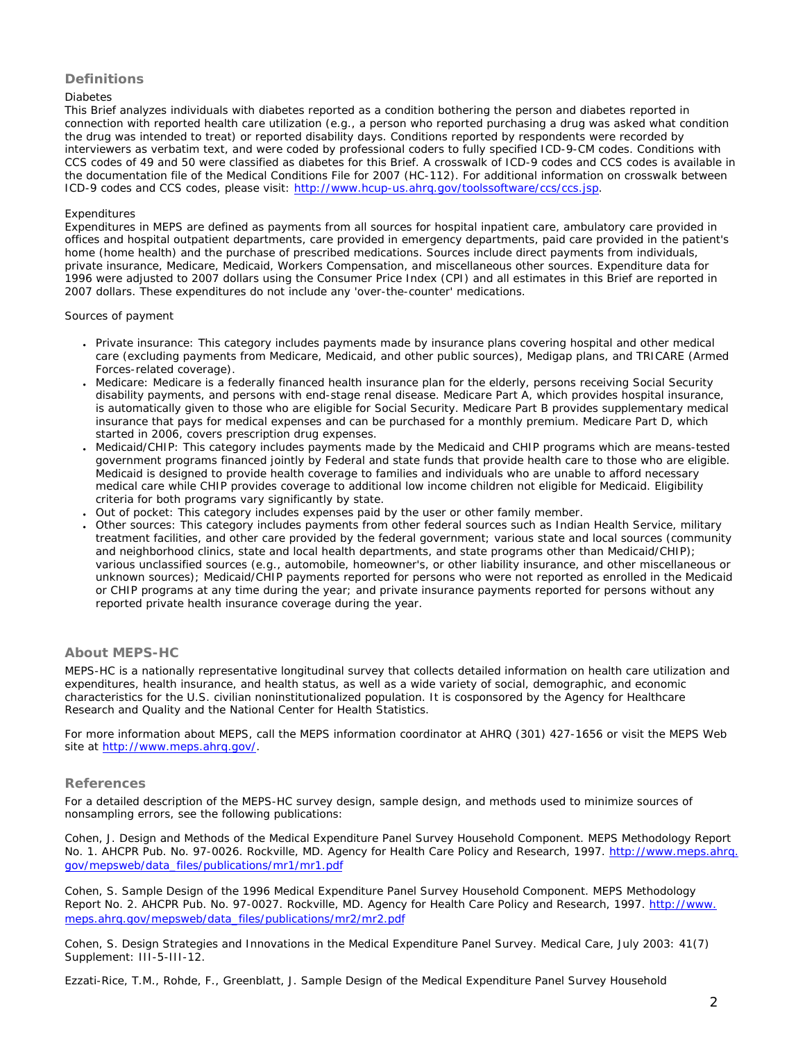## Definitions

### Diabetes

This Brief analyzes individuals with diabetes reported as a condition bothering the person and diabetes reported in connection with reported health care utilization (e.g., a person who reported purchasing a drug was asked what condition the drug was intended to treat) or reported disability days. Conditions reported by respondents were recorded by interviewers as verbatim text, and were coded by professional coders to fully specified ICD-9-CM codes. Conditions with CCS codes of 49 and 50 were classified as diabetes for this Brief. A crosswalk of ICD-9 codes and CCS codes is available in the documentation file of the Medical Conditions File for 2007 (HC-112). For additional information on crosswalk between ICD-9 codes and CCS codes, please visit: [http://www.hcup-us.ahrq.gov/toolssoftware/ccs/ccs.jsp](http://www.hcup-us.ahrq.gov/toolssoftware/ccs/ccs.jsp).

### Expenditures

Expenditures in MEPS are defined as payments from all sources for hospital inpatient care, ambulatory care provided in offices and hospital outpatient departments, care provided in emergency departments, paid care provided in the patient's home (home health) and the purchase of prescribed medications. Sources include direct payments from individuals, private insurance, Medicare, Medicaid, Workers Compensation, and miscellaneous other sources. Expenditure data for 1996 were adjusted to 2007 dollars using the Consumer Price Index (CPI) and all estimates in this Brief are reported in 2007 dollars. These expenditures do not include any 'over-the-counter' medications.

### Sources of payment

- Private insurance: This category includes payments made by insurance plans covering hospital and other medical care (excluding payments from Medicare, Medicaid, and other public sources), Medigap plans, and TRICARE (Armed Forces-related coverage).
- Medicare: Medicare is a federally financed health insurance plan for the elderly, persons receiving Social Security disability payments, and persons with end-stage renal disease. Medicare Part A, which provides hospital insurance, is automatically given to those who are eligible for Social Security. Medicare Part B provides supplementary medical insurance that pays for medical expenses and can be purchased for a monthly premium. Medicare Part D, which started in 2006, covers prescription drug expenses.
- Medicaid/CHIP: This category includes payments made by the Medicaid and CHIP programs which are means-tested government programs financed jointly by Federal and state funds that provide health care to those who are eligible. Medicaid is designed to provide health coverage to families and individuals who are unable to afford necessary medical care while CHIP provides coverage to additional low income children not eligible for Medicaid. Eligibility criteria for both programs vary significantly by state.
- Out of pocket: This category includes expenses paid by the user or other family member.
- Other sources: This category includes payments from other federal sources such as Indian Health Service, military treatment facilities, and other care provided by the federal government; various state and local sources (community and neighborhood clinics, state and local health departments, and state programs other than Medicaid/CHIP); various unclassified sources (e.g., automobile, homeowner's, or other liability insurance, and other miscellaneous or unknown sources); Medicaid/CHIP payments reported for persons who were not reported as enrolled in the Medicaid or CHIP programs at any time during the year; and private insurance payments reported for persons without any reported private health insurance coverage during the year.

## About MEPS-HC

MEPS-HC is a nationally representative longitudinal survey that collects detailed information on health care utilization and expenditures, health insurance, and health status, as well as a wide variety of social, demographic, and economic characteristics for the U.S. civilian noninstitutionalized population. It is cosponsored by the Agency for Healthcare Research and Quality and the National Center for Health Statistics.

For more information about MEPS, call the MEPS information coordinator at AHRQ (301) 427-1656 or visit the MEPS Web site at [http://www.meps.ahrq.gov/](http://www.meps.ahrq.gov/).

## References

For a detailed description of the MEPS-HC survey design, sample design, and methods used to minimize sources of nonsampling errors, see the following publications:

Cohen, J. Design and Methods of the Medical Expenditure Panel Survey Household Component. MEPS Methodology Report No. 1. AHCPR Pub. No. 97-0026. Rockville, MD. Agency for Health Care Policy and Research, 1997. [http://www.meps.ahrq.gov/mepsweb/data_files/publications/mr1/mr1.pdf](http://www.meps.ahrq.gov/mepsweb/data_files/publications/mr1/mr1.pdf)

Cohen, S. Sample Design of the 1996 Medical Expenditure Panel Survey Household Component. MEPS Methodology Report No. 2. AHCPR Pub. No. 97-0027. Rockville, MD. Agency for Health Care Policy and Research, 1997. [http://www.meps.ahrq.gov/mepsweb/data_files/publications/mr2/mr2.pdf](http://www.meps.ahrq.gov/mepsweb/data_files/publications/mr2/mr2.pdf)

Cohen, S. Design Strategies and Innovations in the Medical Expenditure Panel Survey. Medical Care, July 2003: 41(7) Supplement: III-5-III-12.

Ezzati-Rice, T.M., Rohde, F., Greenblatt, J. Sample Design of the Medical Expenditure Panel Survey Household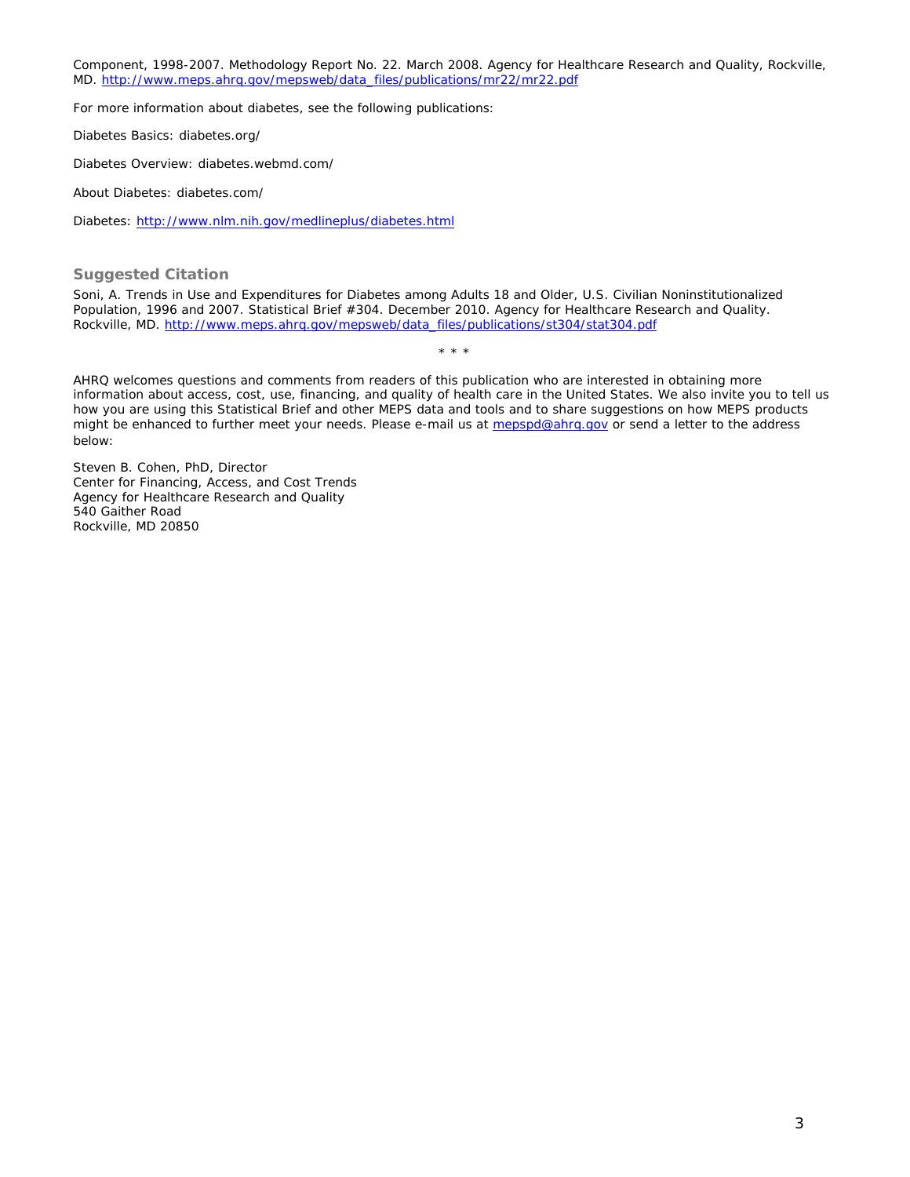Component, 1998-2007. Methodology Report No. 22. March 2008. Agency for Healthcare Research and Quality, Rockville, MD. http://www.meps.ahrq.gov/mepsweb/data_files/publications/mr22/mr22.pdf

For more information about diabetes, see the following publications:

Diabetes Basics: diabetes.org/

Diabetes Overview: diabetes.webmd.com/

About Diabetes: diabetes.com/

Diabetes: http://www.nlm.nih.gov/medlineplus/diabetes.html

## Suggested Citation

Soni, A. Trends in Use and Expenditures for Diabetes among Adults 18 and Older, U.S. Civilian Noninstitutionalized Population, 1996 and 2007. Statistical Brief #304. December 2010. Agency for Healthcare Research and Quality. Rockville, MD. http://www.meps.ahrq.gov/mepsweb/data_files/publications/st304/stat304.pdf

\* \* \*

AHRQ welcomes questions and comments from readers of this publication who are interested in obtaining more information about access, cost, use, financing, and quality of health care in the United States. We also invite you to tell us how you are using this Statistical Brief and other MEPS data and tools and to share suggestions on how MEPS products might be enhanced to further meet your needs. Please e-mail us at mepspd@ahrq.gov or send a letter to the address below:

Steven B. Cohen, PhD, Director
Center for Financing, Access, and Cost Trends
Agency for Healthcare Research and Quality
540 Gaither Road
Rockville, MD 20850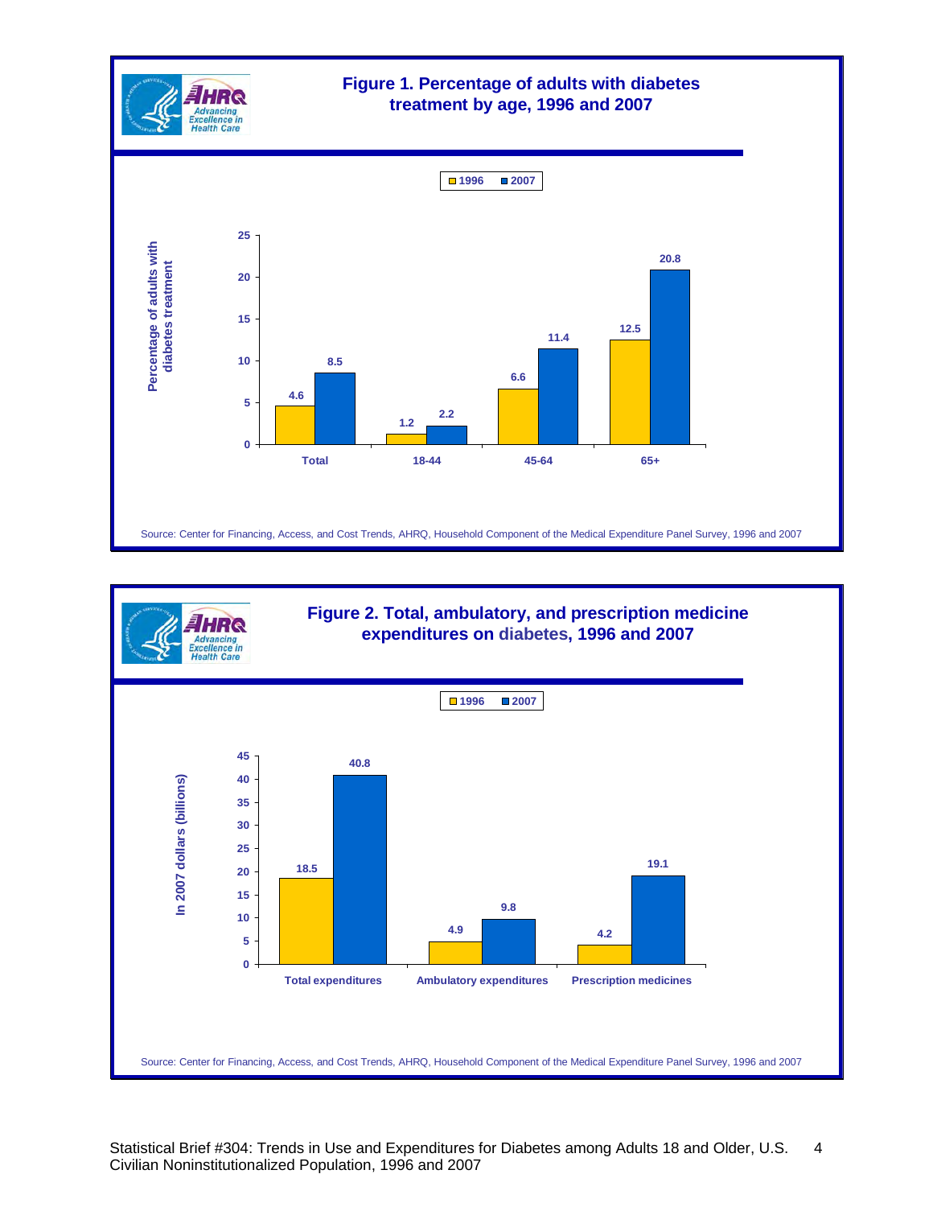## Figure 1. Percentage of adults with diabetes treatment by age, 1996 and 2007

Percentage of adults with diabetes treatment

| | 1996 | 2007 |
|---|---|---|
| Total | 4.6 | 8.5 |
| 18-44 | 1.2 | 2.2 |
| 45-64 | 6.6 | 11.4 |
| 65+ | 12.5 | 20.8 |

Source: Center for Financing, Access, and Cost Trends, AHRQ, Household Component of the Medical Expenditure Panel Survey, 1996 and 2007

## Figure 2. Total, ambulatory, and prescription medicine expenditures on diabetes, 1996 and 2007

In 2007 dollars (billions)

| | 1996 | 2007 |
|---|---|---|
| Total expenditures | 18.5 | 40.8 |
| Ambulatory expenditures | 4.9 | 9.8 |
| Prescription medicines | 4.2 | 19.1 |

Source: Center for Financing, Access, and Cost Trends, AHRQ, Household Component of the Medical Expenditure Panel Survey, 1996 and 2007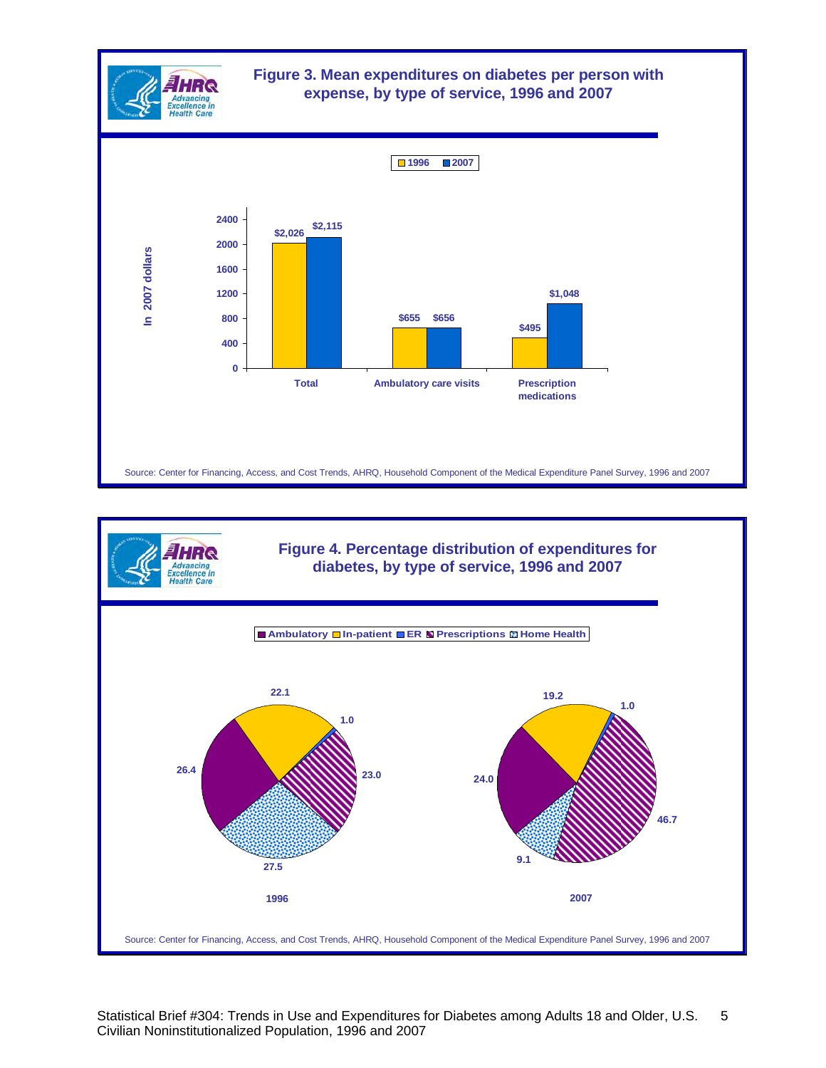## Figure 3. Mean expenditures on diabetes per person with expense, by type of service, 1996 and 2007

In 2007 dollars

| | 1996 | 2007 |
|---|---|---|
| Total | $2,026 | $2,115 |
| Ambulatory care visits | $655 | $656 |
| Prescription medications | $495 | $1,048 |

Source: Center for Financing, Access, and Cost Trends, AHRQ, Household Component of the Medical Expenditure Panel Survey, 1996 and 2007

## Figure 4. Percentage distribution of expenditures for diabetes, by type of service, 1996 and 2007

| | 1996 | 2007 |
|---|---|---|
| Ambulatory | 26.4 | 24.0 |
| In-patient | 22.1 | 19.2 |
| ER | 1.0 | 1.0 |
| Prescriptions | 23.0 | 46.7 |
| Home Health | 27.5 | 9.1 |

Source: Center for Financing, Access, and Cost Trends, AHRQ, Household Component of the Medical Expenditure Panel Survey, 1996 and 2007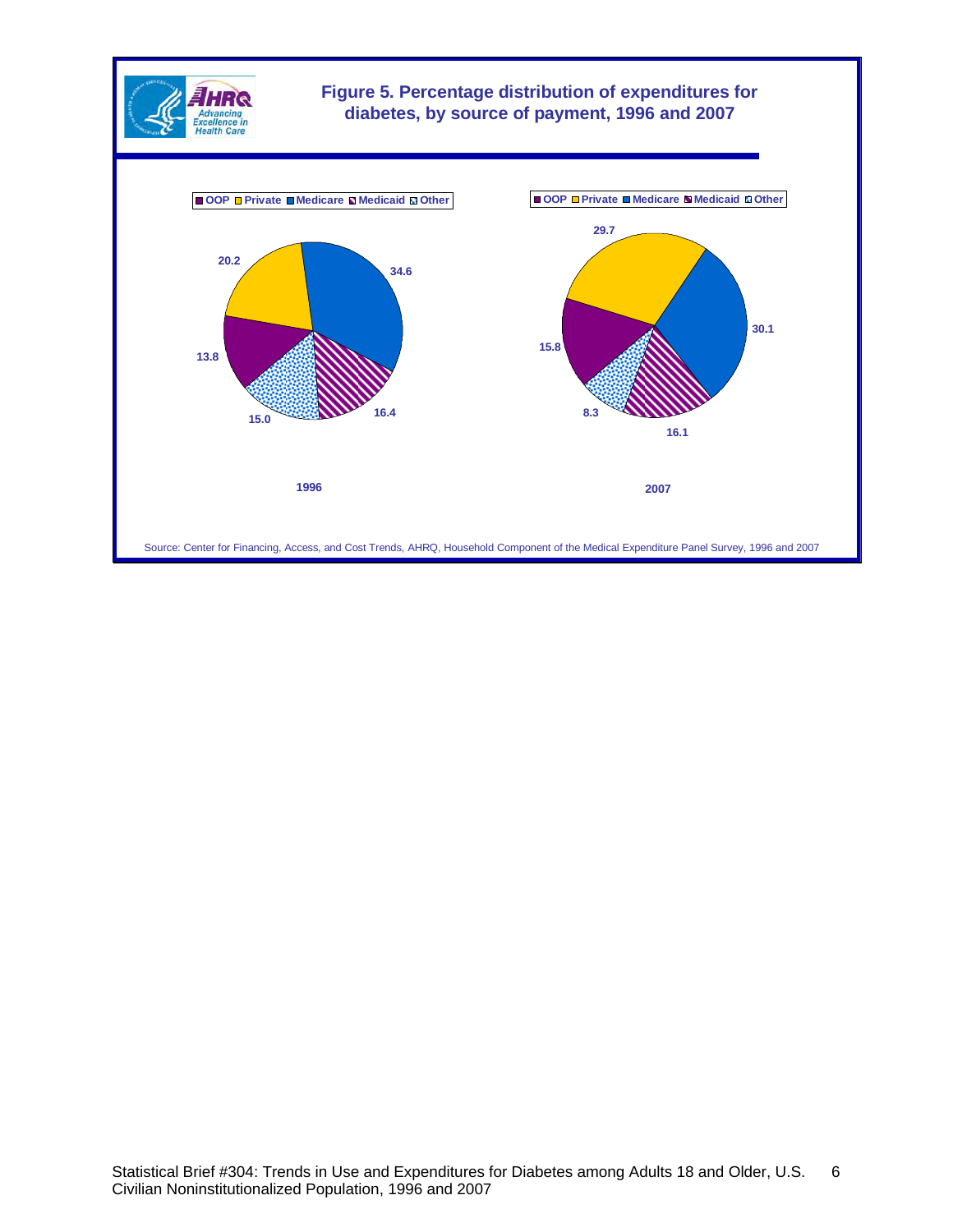**Figure 5. Percentage distribution of expenditures for diabetes, by source of payment, 1996 and 2007**

OOP Private Medicare Medicaid Other

20.2

34.6

13.8

15.0

16.4

1996

OOP Private Medicare Medicaid Other

29.7

30.1

15.8

8.3

16.1

2007

Source: Center for Financing, Access, and Cost Trends, AHRQ, Household Component of the Medical Expenditure Panel Survey, 1996 and 2007